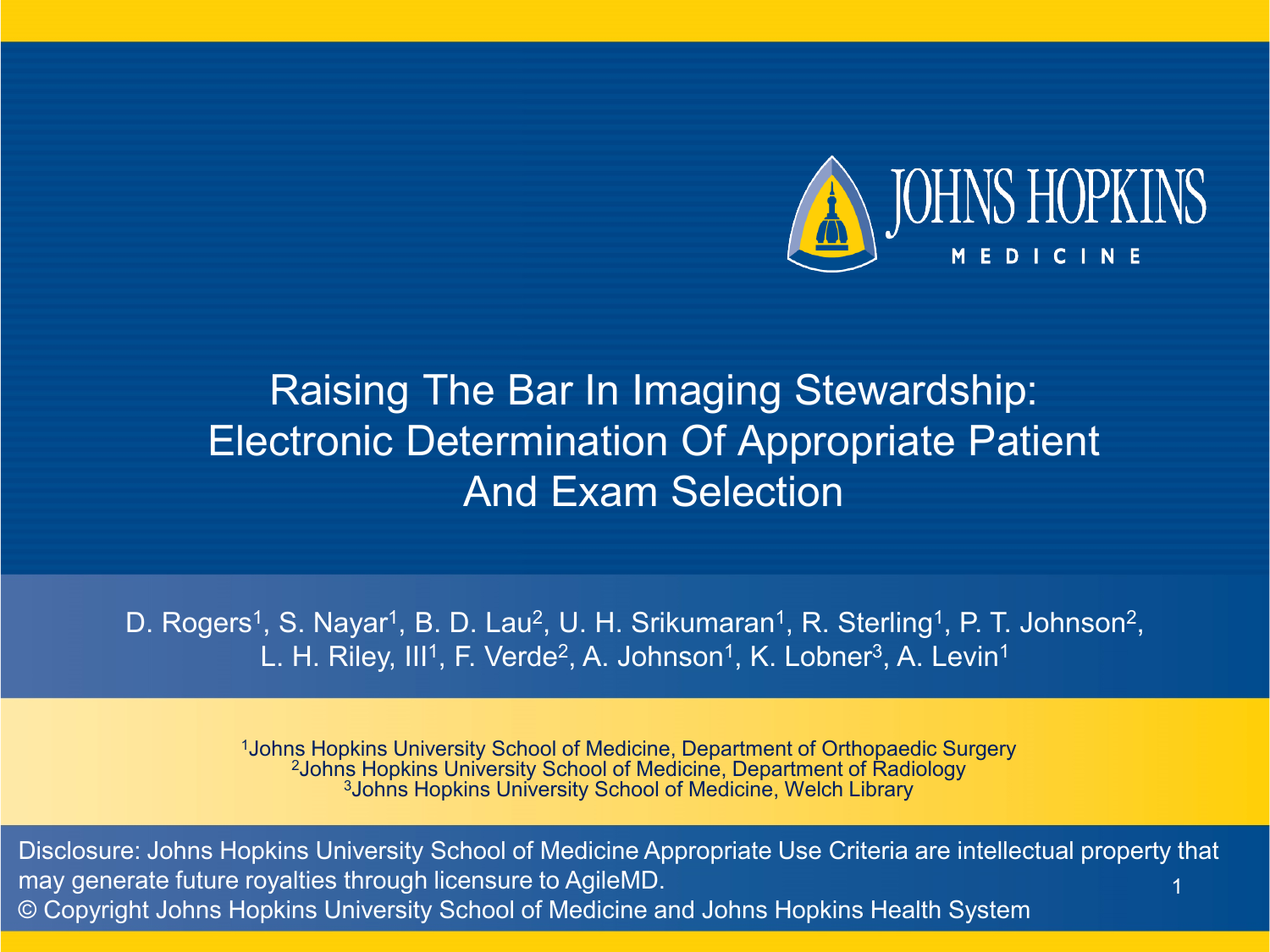# Raising The Bar In Imaging Stewardship: Electronic Determination Of Appropriate Patient And Exam Selection

D. Rogers[1], S. Nayar[1], B. D. Lau[2], U. H. Srikumaran[1], R. Sterling[1], P. T. Johnson[2], L. H. Riley, III[1], F. Verde[2], A. Johnson[1], K. Lobner[3], A. Levin[1]

[1]Johns Hopkins University School of Medicine, Department of Orthopaedic Surgery
[2]Johns Hopkins University School of Medicine, Department of Radiology
[3]Johns Hopkins University School of Medicine, Welch Library

Disclosure: Johns Hopkins University School of Medicine Appropriate Use Criteria are intellectual property that may generate future royalties through licensure to AgileMD.

© Copyright Johns Hopkins University School of Medicine and Johns Hopkins Health System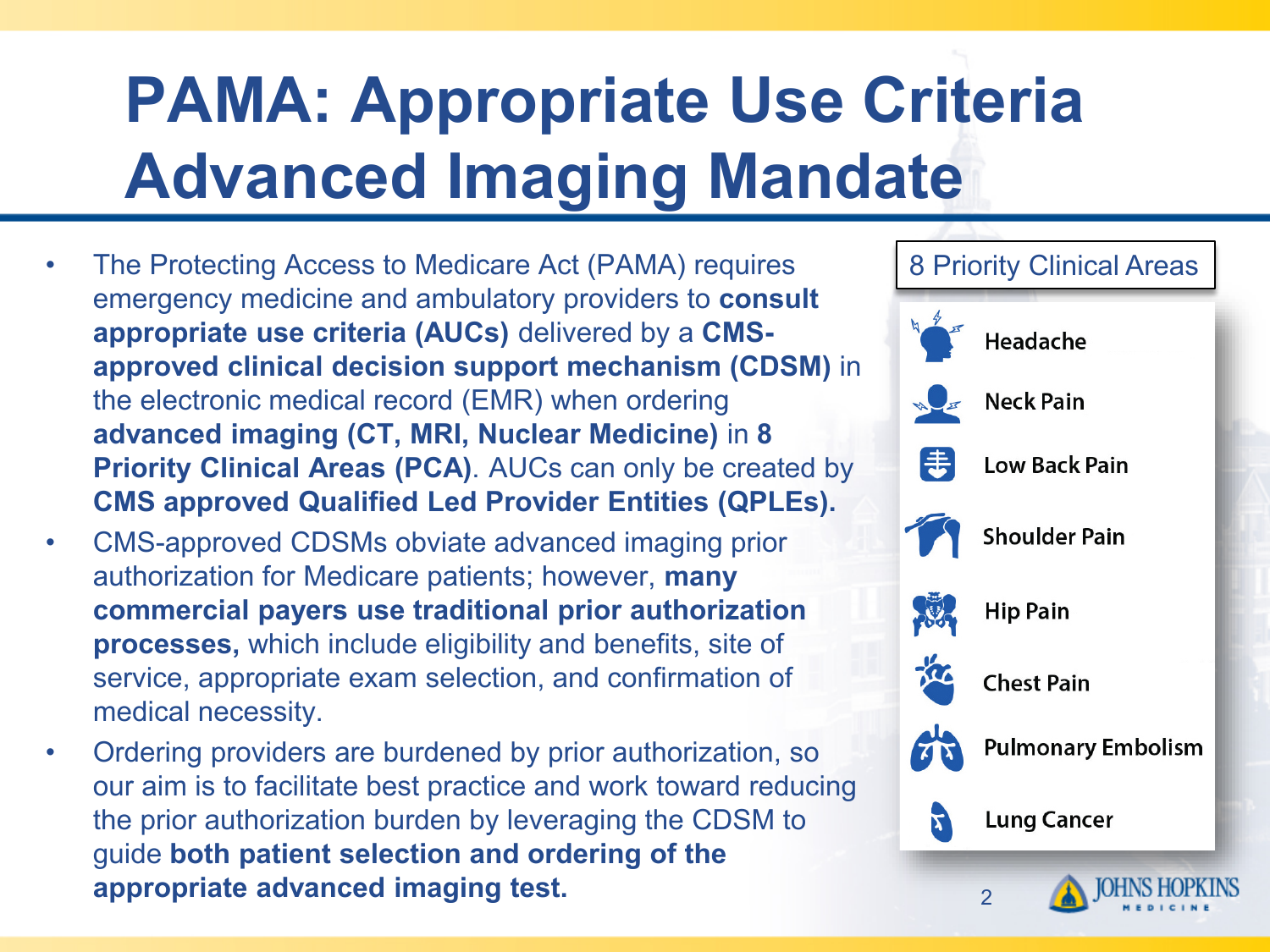# PAMA: Appropriate Use Criteria Advanced Imaging Mandate

- The Protecting Access to Medicare Act (PAMA) requires emergency medicine and ambulatory providers to **consult appropriate use criteria (AUCs)** delivered by a **CMS-approved clinical decision support mechanism (CDSM)** in the electronic medical record (EMR) when ordering **advanced imaging (CT, MRI, Nuclear Medicine)** in **8 Priority Clinical Areas (PCA)**. AUCs can only be created by **CMS approved Qualified Led Provider Entities (QPLEs).**
- CMS-approved CDSMs obviate advanced imaging prior authorization for Medicare patients; however, **many commercial payers use traditional prior authorization processes,** which include eligibility and benefits, site of service, appropriate exam selection, and confirmation of medical necessity.
- Ordering providers are burdened by prior authorization, so our aim is to facilitate best practice and work toward reducing the prior authorization burden by leveraging the CDSM to guide **both patient selection and ordering of the appropriate advanced imaging test.**

## 8 Priority Clinical Areas

- Headache
- Neck Pain
- Low Back Pain
- Shoulder Pain
- Hip Pain
- Chest Pain
- Pulmonary Embolism
- Lung Cancer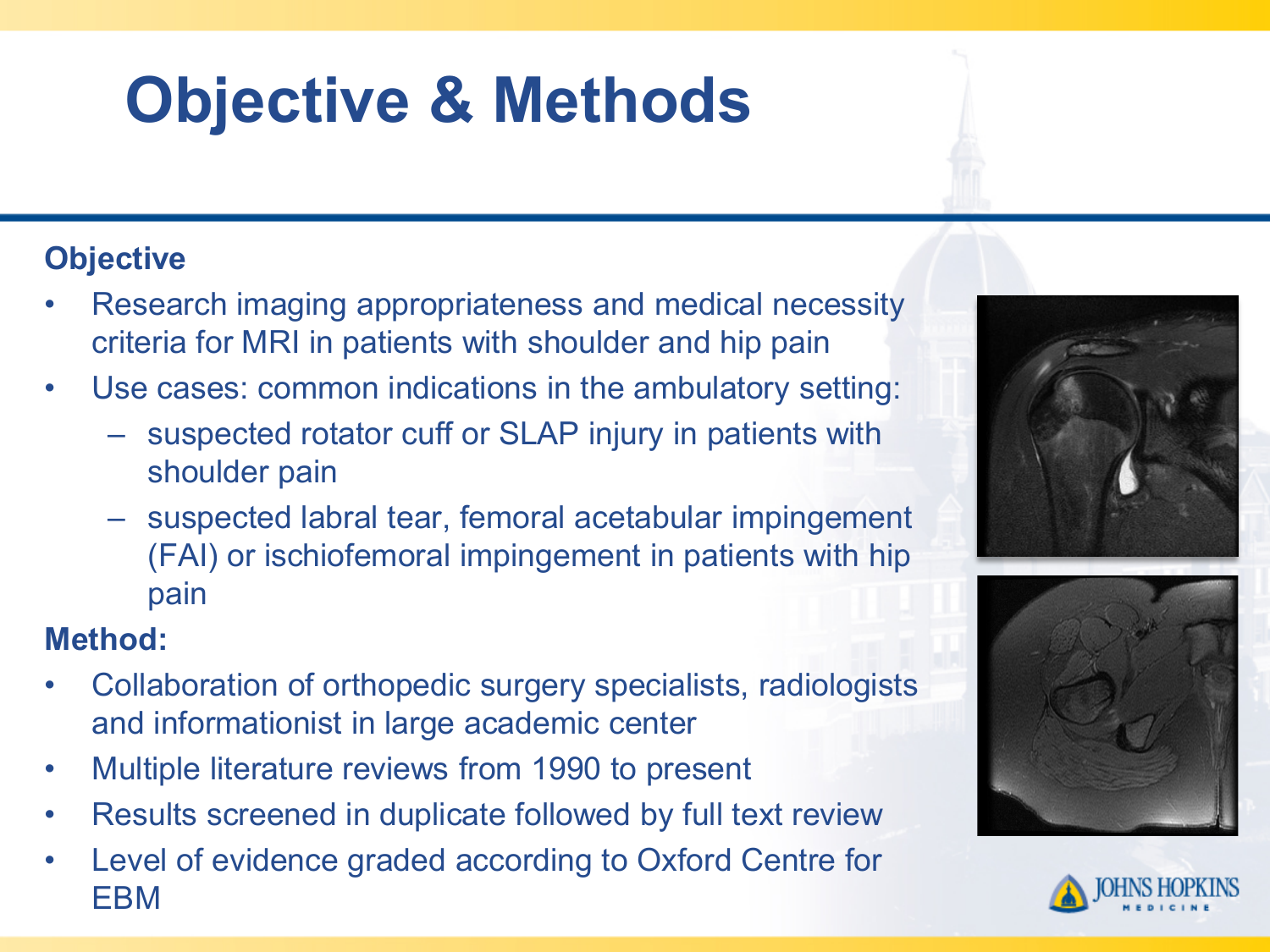# Objective & Methods

**Objective**

- Research imaging appropriateness and medical necessity criteria for MRI in patients with shoulder and hip pain
- Use cases: common indications in the ambulatory setting:
  - suspected rotator cuff or SLAP injury in patients with shoulder pain
  - suspected labral tear, femoral acetabular impingement (FAI) or ischiofemoral impingement in patients with hip pain

**Method:**

- Collaboration of orthopedic surgery specialists, radiologists and informationist in large academic center
- Multiple literature reviews from 1990 to present
- Results screened in duplicate followed by full text review
- Level of evidence graded according to Oxford Centre for EBM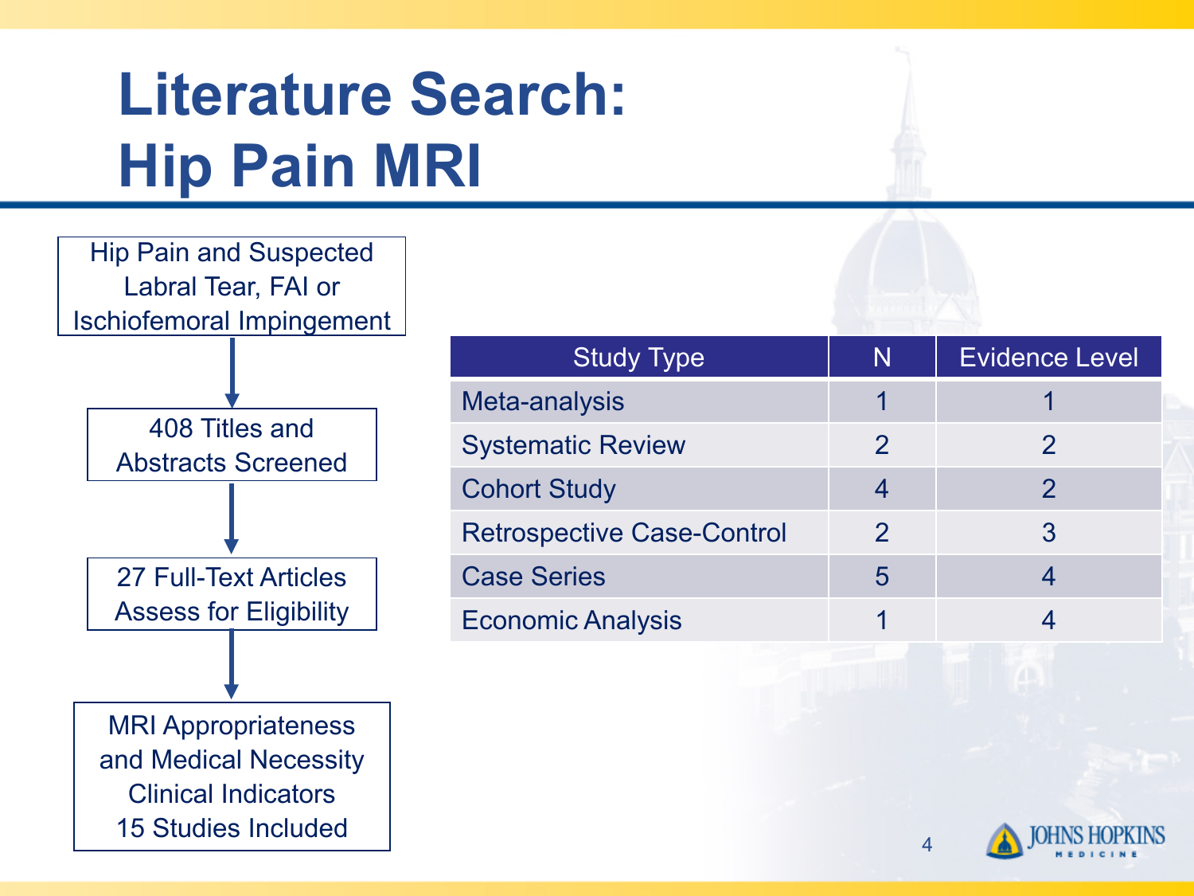# Literature Search: Hip Pain MRI

Hip Pain and Suspected Labral Tear, FAI or Ischiofemoral Impingement

↓

408 Titles and Abstracts Screened

↓

27 Full-Text Articles Assess for Eligibility

↓

MRI Appropriateness and Medical Necessity Clinical Indicators
15 Studies Included

| Study Type | N | Evidence Level |
|---|---|---|
| Meta-analysis | 1 | 1 |
| Systematic Review | 2 | 2 |
| Cohort Study | 4 | 2 |
| Retrospective Case-Control | 2 | 3 |
| Case Series | 5 | 4 |
| Economic Analysis | 1 | 4 |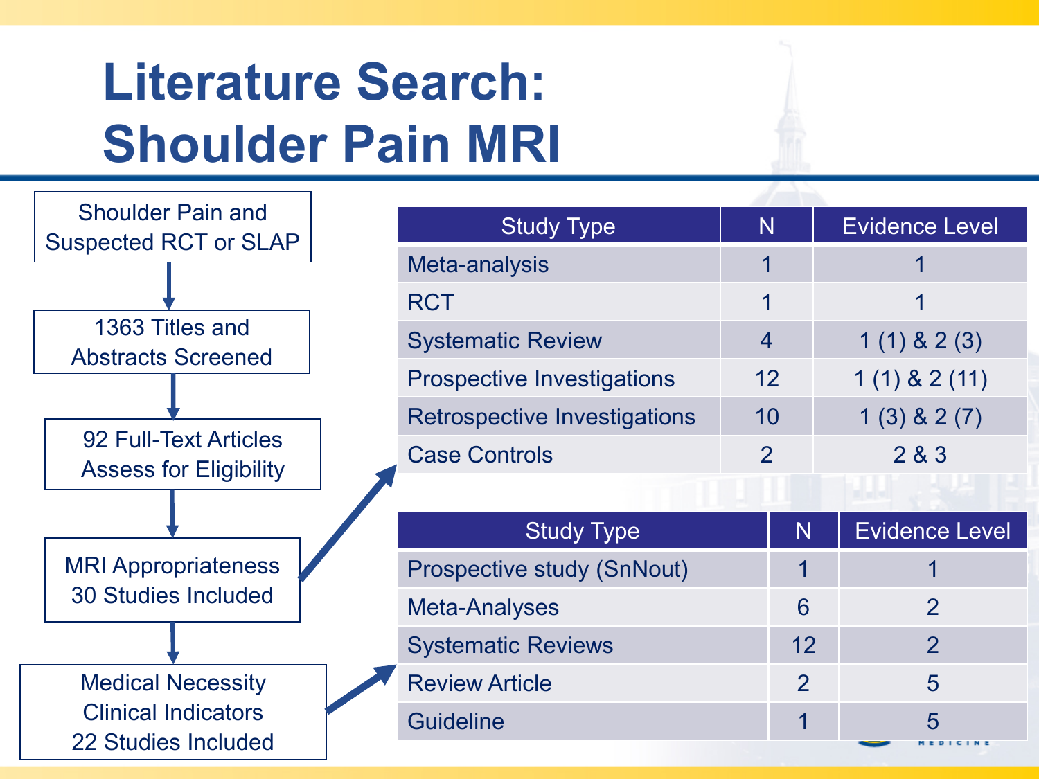# Literature Search: Shoulder Pain MRI

- Shoulder Pain and Suspected RCT or SLAP
- 1363 Titles and Abstracts Screened
- 92 Full-Text Articles Assess for Eligibility
- MRI Appropriateness 30 Studies Included
- Medical Necessity Clinical Indicators 22 Studies Included

**MRI Appropriateness – 30 Studies Included**

| Study Type | N | Evidence Level |
|---|---|---|
| Meta-analysis | 1 | 1 |
| RCT | 1 | 1 |
| Systematic Review | 4 | 1 (1) & 2 (3) |
| Prospective Investigations | 12 | 1 (1) & 2 (11) |
| Retrospective Investigations | 10 | 1 (3) & 2 (7) |
| Case Controls | 2 | 2 & 3 |

**Medical Necessity Clinical Indicators – 22 Studies Included**

| Study Type | N | Evidence Level |
|---|---|---|
| Prospective study (SnNout) | 1 | 1 |
| Meta-Analyses | 6 | 2 |
| Systematic Reviews | 12 | 2 |
| Review Article | 2 | 5 |
| Guideline | 1 | 5 |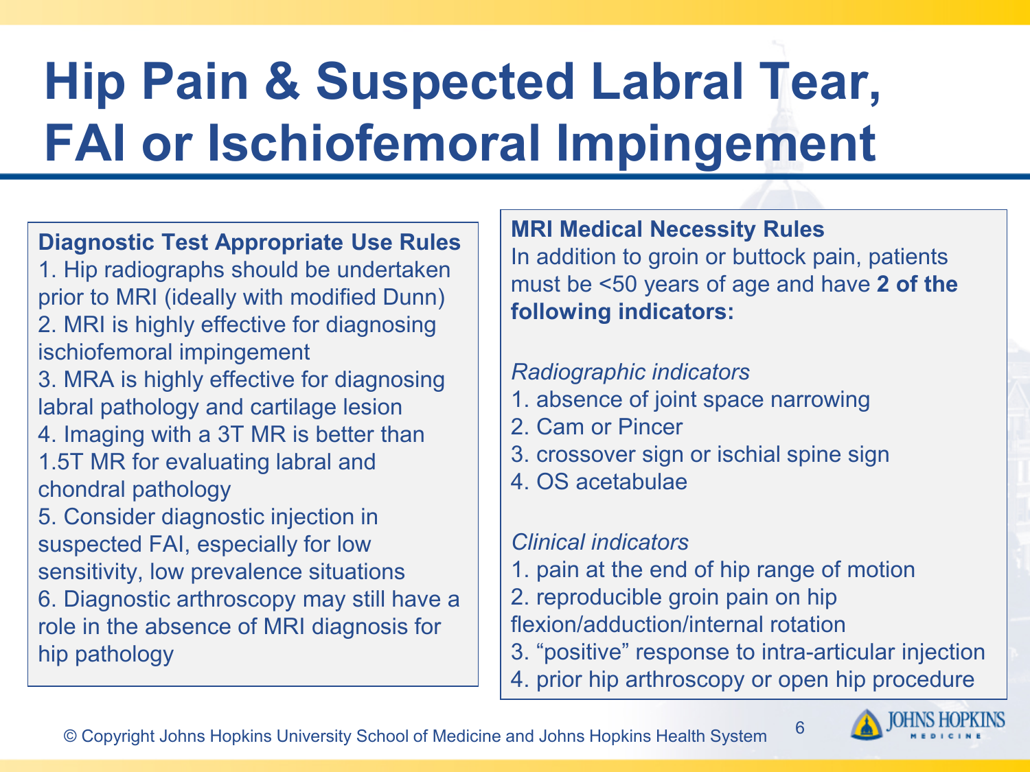# Hip Pain & Suspected Labral Tear, FAI or Ischiofemoral Impingement

**Diagnostic Test Appropriate Use Rules**

1. Hip radiographs should be undertaken prior to MRI (ideally with modified Dunn)
2. MRI is highly effective for diagnosing ischiofemoral impingement
3. MRA is highly effective for diagnosing labral pathology and cartilage lesion
4. Imaging with a 3T MR is better than 1.5T MR for evaluating labral and chondral pathology
5. Consider diagnostic injection in suspected FAI, especially for low sensitivity, low prevalence situations
6. Diagnostic arthroscopy may still have a role in the absence of MRI diagnosis for hip pathology

**MRI Medical Necessity Rules**

In addition to groin or buttock pain, patients must be <50 years of age and have **2 of the following indicators:**

*Radiographic indicators*

1. absence of joint space narrowing
2. Cam or Pincer
3. crossover sign or ischial spine sign
4. OS acetabulae

*Clinical indicators*

1. pain at the end of hip range of motion
2. reproducible groin pain on hip flexion/adduction/internal rotation
3. "positive" response to intra-articular injection
4. prior hip arthroscopy or open hip procedure

© Copyright Johns Hopkins University School of Medicine and Johns Hopkins Health System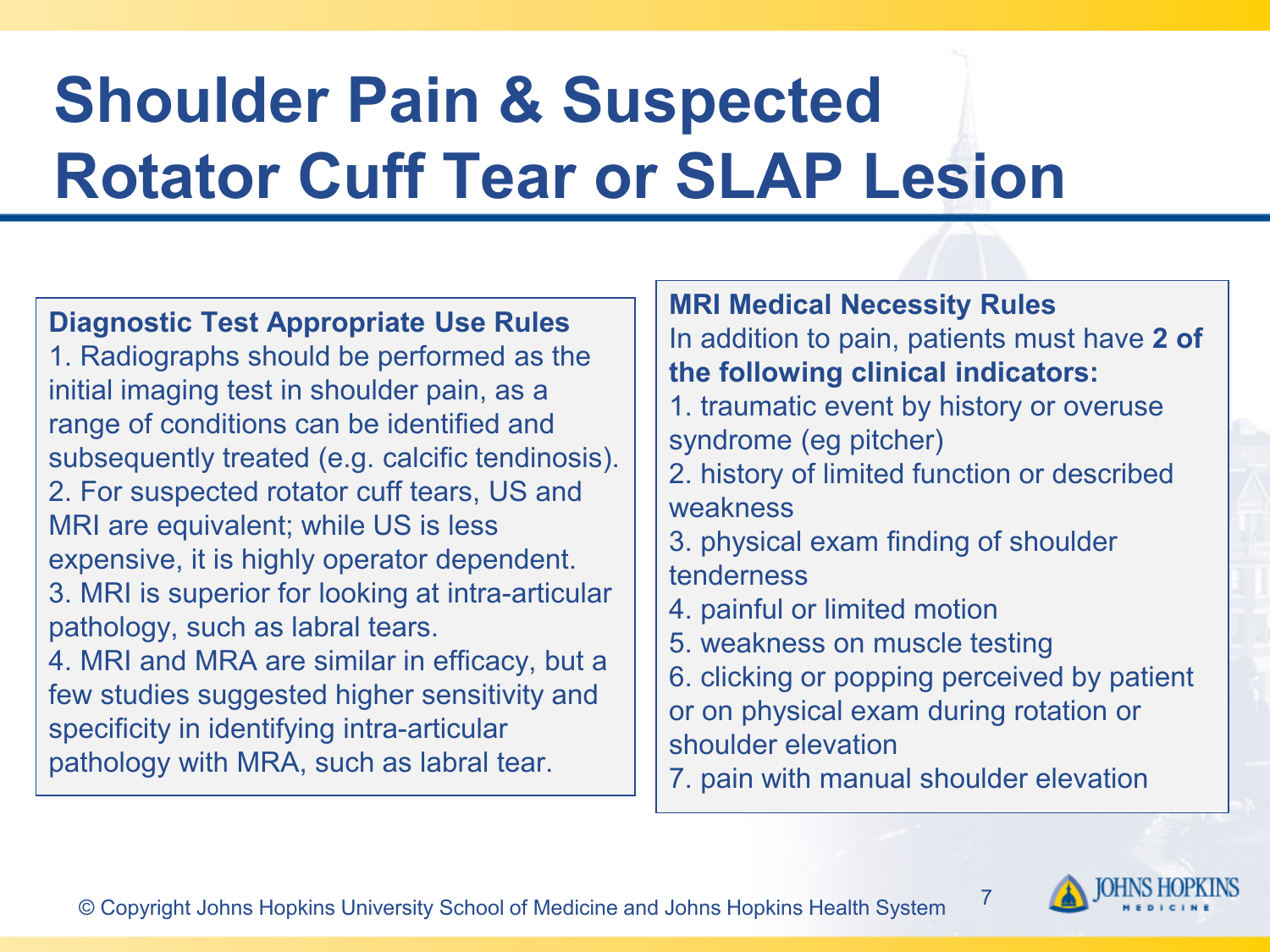# Shoulder Pain & Suspected Rotator Cuff Tear or SLAP Lesion

**Diagnostic Test Appropriate Use Rules**

1. Radiographs should be performed as the initial imaging test in shoulder pain, as a range of conditions can be identified and subsequently treated (e.g. calcific tendinosis).
2. For suspected rotator cuff tears, US and MRI are equivalent; while US is less expensive, it is highly operator dependent.
3. MRI is superior for looking at intra-articular pathology, such as labral tears.
4. MRI and MRA are similar in efficacy, but a few studies suggested higher sensitivity and specificity in identifying intra-articular pathology with MRA, such as labral tear.

**MRI Medical Necessity Rules**

In addition to pain, patients must have **2 of the following clinical indicators:**

1. traumatic event by history or overuse syndrome (eg pitcher)
2. history of limited function or described weakness
3. physical exam finding of shoulder tenderness
4. painful or limited motion
5. weakness on muscle testing
6. clicking or popping perceived by patient or on physical exam during rotation or shoulder elevation
7. pain with manual shoulder elevation

© Copyright Johns Hopkins University School of Medicine and Johns Hopkins Health System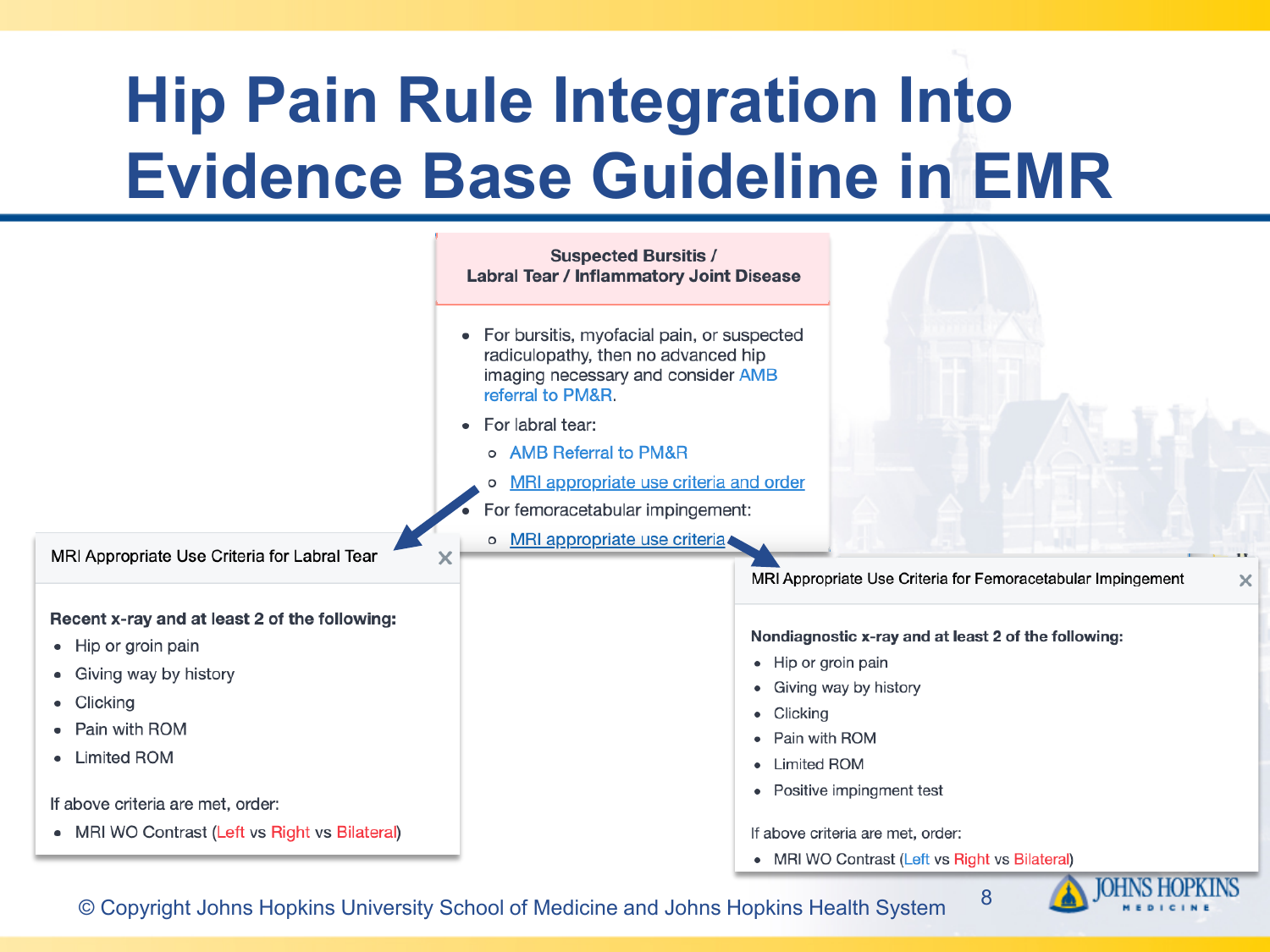# Hip Pain Rule Integration Into Evidence Base Guideline in EMR

### Suspected Bursitis / Labral Tear / Inflammatory Joint Disease

- For bursitis, myofacial pain, or suspected radiculopathy, then no advanced hip imaging necessary and consider AMB referral to PM&R.
- For labral tear:
  - AMB Referral to PM&R
  - MRI appropriate use criteria and order
- For femoracetabular impingement:
  - MRI appropriate use criteria

### MRI Appropriate Use Criteria for Labral Tear

**Recent x-ray and at least 2 of the following:**

- Hip or groin pain
- Giving way by history
- Clicking
- Pain with ROM
- Limited ROM

If above criteria are met, order:

- MRI WO Contrast (Left vs Right vs Bilateral)

### MRI Appropriate Use Criteria for Femoracetabular Impingement

**Nondiagnostic x-ray and at least 2 of the following:**

- Hip or groin pain
- Giving way by history
- Clicking
- Pain with ROM
- Limited ROM
- Positive impingment test

If above criteria are met, order:

- MRI WO Contrast (Left vs Right vs Bilateral)

© Copyright Johns Hopkins University School of Medicine and Johns Hopkins Health System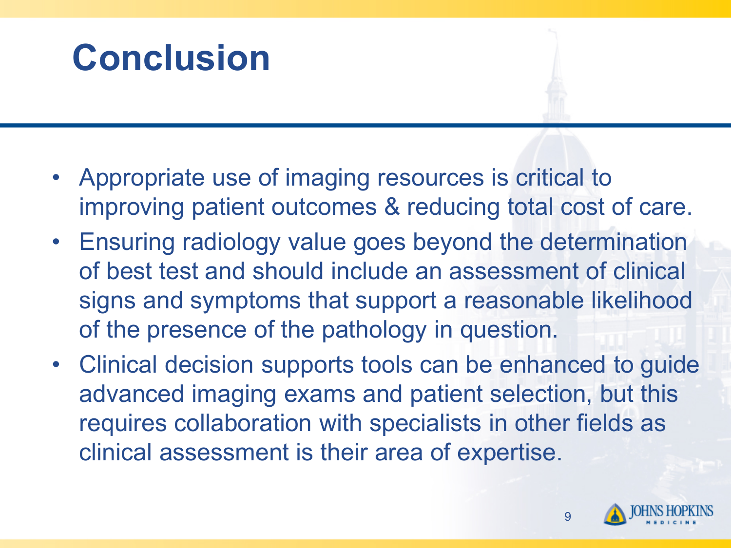# Conclusion

- Appropriate use of imaging resources is critical to improving patient outcomes & reducing total cost of care.
- Ensuring radiology value goes beyond the determination of best test and should include an assessment of clinical signs and symptoms that support a reasonable likelihood of the presence of the pathology in question.
- Clinical decision supports tools can be enhanced to guide advanced imaging exams and patient selection, but this requires collaboration with specialists in other fields as clinical assessment is their area of expertise.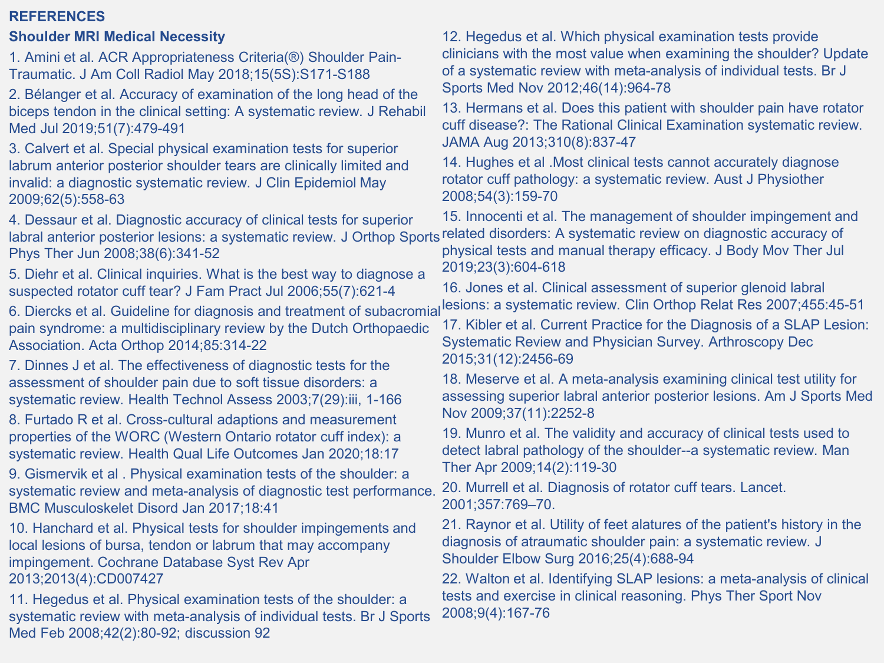# REFERENCES

## Shoulder MRI Medical Necessity

1. Amini et al. ACR Appropriateness Criteria(®) Shoulder Pain-Traumatic. J Am Coll Radiol May 2018;15(5S):S171-S188
2. Bélanger et al. Accuracy of examination of the long head of the biceps tendon in the clinical setting: A systematic review. J Rehabil Med Jul 2019;51(7):479-491
3. Calvert et al. Special physical examination tests for superior labrum anterior posterior shoulder tears are clinically limited and invalid: a diagnostic systematic review. J Clin Epidemiol May 2009;62(5):558-63
4. Dessaur et al. Diagnostic accuracy of clinical tests for superior labral anterior posterior lesions: a systematic review. J Orthop Sports Phys Ther Jun 2008;38(6):341-52
5. Diehr et al. Clinical inquiries. What is the best way to diagnose a suspected rotator cuff tear? J Fam Pract Jul 2006;55(7):621-4
6. Diercks et al. Guideline for diagnosis and treatment of subacromial pain syndrome: a multidisciplinary review by the Dutch Orthopaedic Association. Acta Orthop 2014;85:314-22
7. Dinnes J et al. The effectiveness of diagnostic tests for the assessment of shoulder pain due to soft tissue disorders: a systematic review. Health Technol Assess 2003;7(29):iii, 1-166
8. Furtado R et al. Cross-cultural adaptions and measurement properties of the WORC (Western Ontario rotator cuff index): a systematic review. Health Qual Life Outcomes Jan 2020;18:17
9. Gismervik et al . Physical examination tests of the shoulder: a systematic review and meta-analysis of diagnostic test performance. BMC Musculoskelet Disord Jan 2017;18:41
10. Hanchard et al. Physical tests for shoulder impingements and local lesions of bursa, tendon or labrum that may accompany impingement. Cochrane Database Syst Rev Apr 2013;2013(4):CD007427
11. Hegedus et al. Physical examination tests of the shoulder: a systematic review with meta-analysis of individual tests. Br J Sports Med Feb 2008;42(2):80-92; discussion 92
12. Hegedus et al. Which physical examination tests provide clinicians with the most value when examining the shoulder? Update of a systematic review with meta-analysis of individual tests. Br J Sports Med Nov 2012;46(14):964-78
13. Hermans et al. Does this patient with shoulder pain have rotator cuff disease?: The Rational Clinical Examination systematic review. JAMA Aug 2013;310(8):837-47
14. Hughes et al .Most clinical tests cannot accurately diagnose rotator cuff pathology: a systematic review. Aust J Physiother 2008;54(3):159-70
15. Innocenti et al. The management of shoulder impingement and related disorders: A systematic review on diagnostic accuracy of physical tests and manual therapy efficacy. J Body Mov Ther Jul 2019;23(3):604-618
16. Jones et al. Clinical assessment of superior glenoid labral lesions: a systematic review. Clin Orthop Relat Res 2007;455:45-51
17. Kibler et al. Current Practice for the Diagnosis of a SLAP Lesion: Systematic Review and Physician Survey. Arthroscopy Dec 2015;31(12):2456-69
18. Meserve et al. A meta-analysis examining clinical test utility for assessing superior labral anterior posterior lesions. Am J Sports Med Nov 2009;37(11):2252-8
19. Munro et al. The validity and accuracy of clinical tests used to detect labral pathology of the shoulder--a systematic review. Man Ther Apr 2009;14(2):119-30
20. Murrell et al. Diagnosis of rotator cuff tears. Lancet. 2001;357:769–70.
21. Raynor et al. Utility of feet alatures of the patient's history in the diagnosis of atraumatic shoulder pain: a systematic review. J Shoulder Elbow Surg 2016;25(4):688-94
22. Walton et al. Identifying SLAP lesions: a meta-analysis of clinical tests and exercise in clinical reasoning. Phys Ther Sport Nov 2008;9(4):167-76